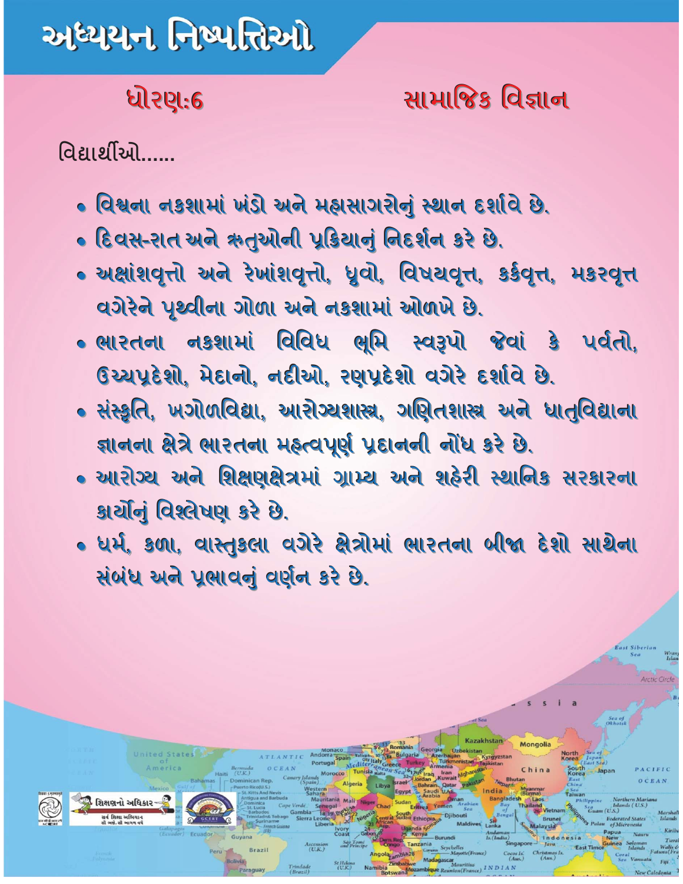# અધ્યયન નિષ્પત્તિઓ

## ધોરણ:6

## સામાજિક વિજ્ઞાન

વિદ્યાર્થીઓ......

- વિશ્વના નકશામાં ખંડો અને મહાસાગરોનું સ્થાન દર્શાવે છે.
- દિવસ-રાત અને ઋતુઓની પ્રક્રિયાનું નિદર્શન કરે છે.
- અક્ષાંશવૃત્તો અને રેખાંશવૃત્તો, ધ્રુવો, વિષયવૃત્ત, કર્કવૃત્ત, મકરવૃત્ત વગેરેને પૃથ્વીના ગોળા અને નકશામાં ઓળખે છે.
- ભારતના નકશામાં વિવિધ ભૂમિ સ્વરૂપો જેવાં કે પર્વતો, ઉચ્ચપ્રદેશો, મેદાનો, નદીઓ, રણપ્રદેશો વગેરે દર્શાવે છે.
- સંસ્કૃતિ, ખગોળવિદ્યા, આરોગ્યશાસ્ત્ર, ગણિતશાસ્ત્ર અને ધાતુવિદ્યાના જ્ઞાનના ક્ષેત્રે ભારતના મહત્વપૂર્ણ પ્રદાનની નોંધ કરે છે.
- આરોગ્ય અને શિક્ષણક્ષેત્રમાં ગ્રામ્ય અને શહેરી સ્થાનિક સરકારના કાર્યોનું વિશ્લેષણ કરે છે.
- ધર્મ, કળા, વાસ્તુકલા વગેરે ક્ષેત્રોમાં ભારતના બીજા દેશો સાથેના સંબંધ અને પ્રભાવનું વર્ણન કરે છે.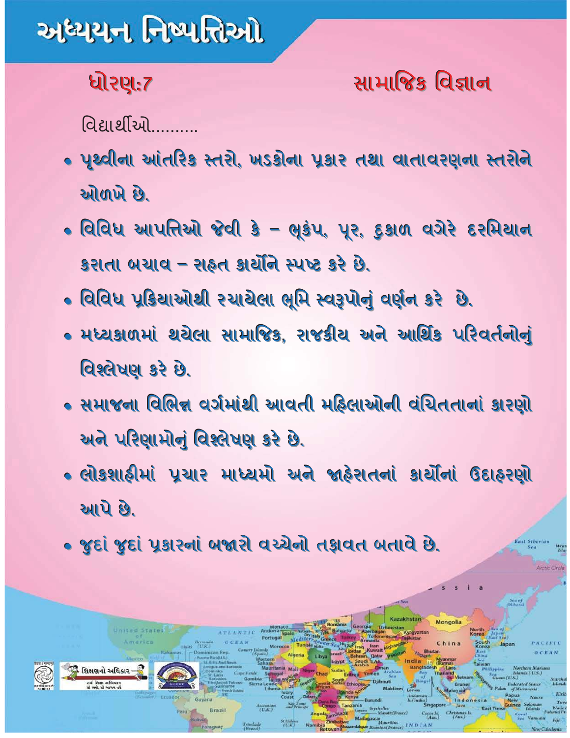# અધ્યયન નિષ્પત્તિઓ

## ધોરણ:7 સામાજિક વિજ્ઞાન

વિદ્યાર્થીઓ..........

- પૃથ્વીના આંતરિક સ્તરો, ખડકોના પ્રકાર તથા વાતાવરણના સ્તરોને ઓળખે છે.
- વિવિધ આપત્તિઓ જેવી કે – ભૂકંપ, પૂર, દુકાળ વગેરે દરમિયાન કરાતા બચાવ – રાહત કાર્યોને સ્પષ્ટ કરે છે.
- વિવિધ પ્રક્રિયાઓથી રચાયેલા ભૂમિ સ્વરૂપોનું વર્ણન કરે છે.
- મધ્યકાળમાં થયેલા સામાજિક, રાજકીય અને આર્થિક પરિવર્તનોનું વિશ્લેષણ કરે છે.
- સમાજના વિભિન્ન વર્ગમાંથી આવતી મહિલાઓની વંચિતતાનાં કારણો અને પરિણામોનું વિશ્લેષણ કરે છે.
- લોકશાહીમાં પ્રચાર માધ્યમો અને જાહેરાતનાં કાર્યોનાં ઉદાહરણો આપે છે.
- જુદાં જુદાં પ્રકારનાં બજારો વચ્ચેનો તફાવત બતાવે છે.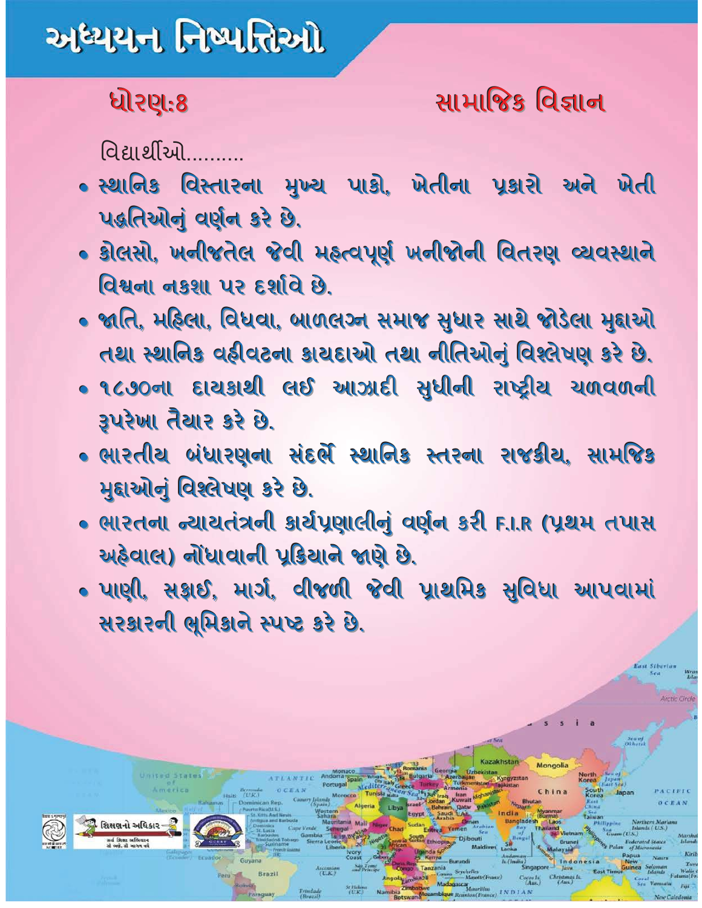# અધ્યયન નિષ્પત્તિઓ

## ધોરણ:8

## સામાજિક વિજ્ઞાન

વિદ્યાર્થીઓ..........

- સ્થાનિક વિસ્તારના મુખ્ય પાકો, ખેતીના પ્રકારો અને ખેતી પદ્ધતિઓનું વર્ણન કરે છે.
- કોલસો, ખનીજતેલ જેવી મહત્વપૂર્ણ ખનીજોની વિતરણ વ્યવસ્થાને વિશ્વના નકશા પર દર્શાવે છે.
- જાતિ, મહિલા, વિધવા, બાળલગ્ન સમાજ સુધાર સાથે જોડેલા મુદ્દાઓ તથા સ્થાનિક વહીવટના કાયદાઓ તથા નીતિઓનું વિશ્લેષણ કરે છે.
- ૧૮૭૦ના દાયકાથી લઈ આઝાદી સુધીની રાષ્ટ્રીય ચળવળની રૂપરેખા તૈયાર કરે છે.
- ભારતીય બંધારણના સંદર્ભે સ્થાનિક સ્તરના રાજકીય, સામજિક મુદ્દાઓનું વિશ્લેષણ કરે છે.
- ભારતના ન્યાયતંત્રની કાર્યપ્રણાલીનું વર્ણન કરી F.I.R (પ્રથમ તપાસ અહેવાલ) નોંધાવાની પ્રક્રિયાને જાણે છે.
- પાણી, સફાઈ, માર્ગ, વીજળી જેવી પ્રાથમિક સુવિધા આપવામાં સરકારની ભૂમિકાને સ્પષ્ટ કરે છે.

શિક્ષણનો અધિકાર
સર્વ શિક્ષા અભિયાન
સૌ ભણે, સૌ આગળ વધે